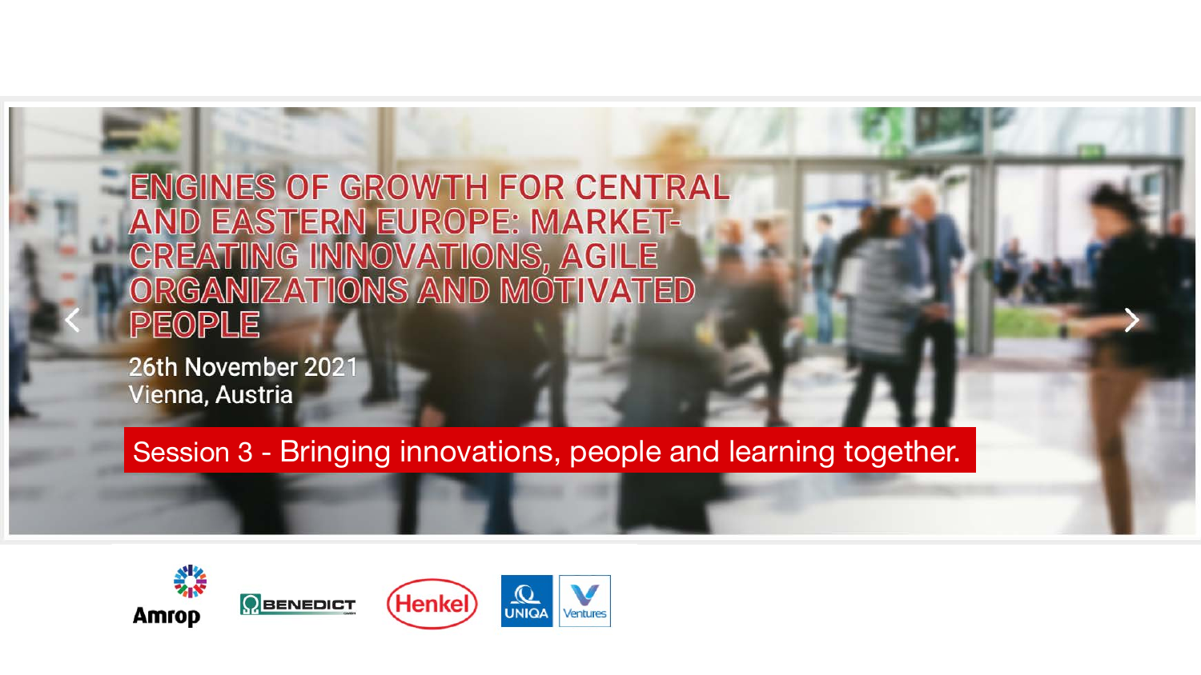# ENGINES OF GROWTH FOR CENTRAL AND EASTERN EUROPE: MARKET-CREATING INNOVATIONS, AGILE ORGANIZATIONS AND MOTIVATED PEOPLE

26th November 2021
Vienna, Austria

**Session 3 - Bringing innovations, people and learning together.**

Amrop BENEDICT Henkel UNIQA Ventures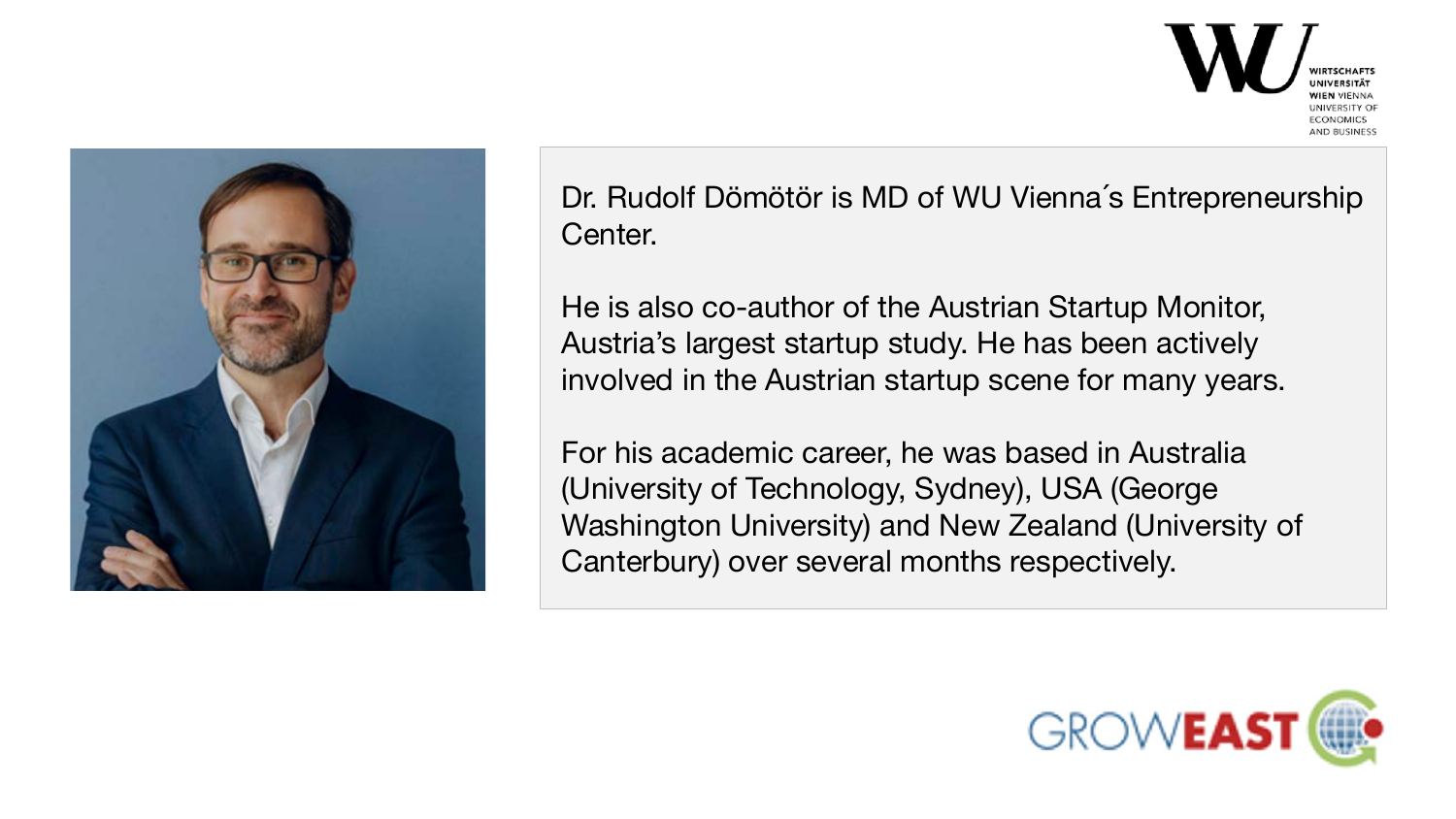Dr. Rudolf Dömötör is MD of WU Vienna´s Entrepreneurship Center.

He is also co-author of the Austrian Startup Monitor, Austria's largest startup study. He has been actively involved in the Austrian startup scene for many years.

For his academic career, he was based in Australia (University of Technology, Sydney), USA (George Washington University) and New Zealand (University of Canterbury) over several months respectively.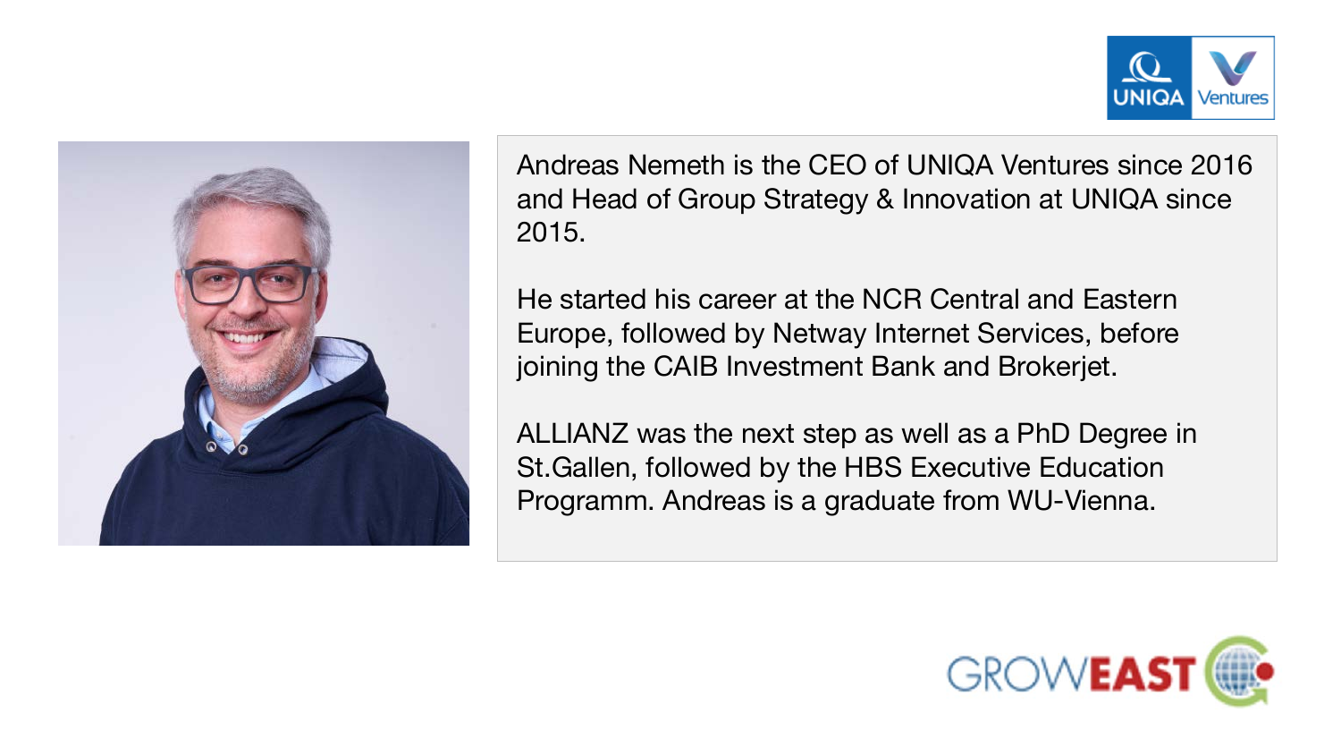Andreas Nemeth is the CEO of UNIQA Ventures since 2016 and Head of Group Strategy & Innovation at UNIQA since 2015.

He started his career at the NCR Central and Eastern Europe, followed by Netway Internet Services, before joining the CAIB Investment Bank and Brokerjet.

ALLIANZ was the next step as well as a PhD Degree in St.Gallen, followed by the HBS Executive Education Programm. Andreas is a graduate from WU-Vienna.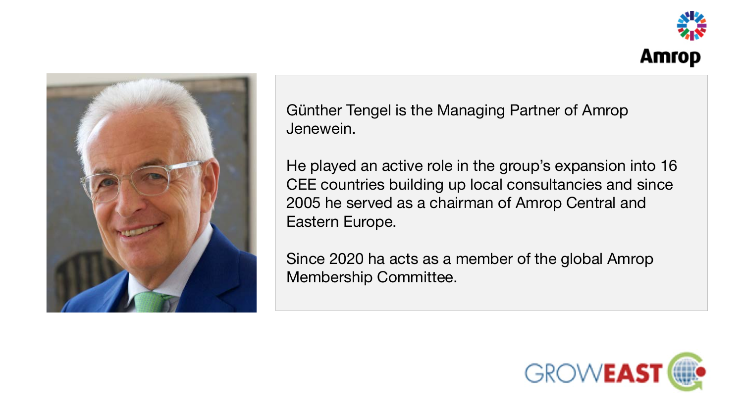Günther Tengel is the Managing Partner of Amrop Jenewein.

He played an active role in the group's expansion into 16 CEE countries building up local consultancies and since 2005 he served as a chairman of Amrop Central and Eastern Europe.

Since 2020 ha acts as a member of the global Amrop Membership Committee.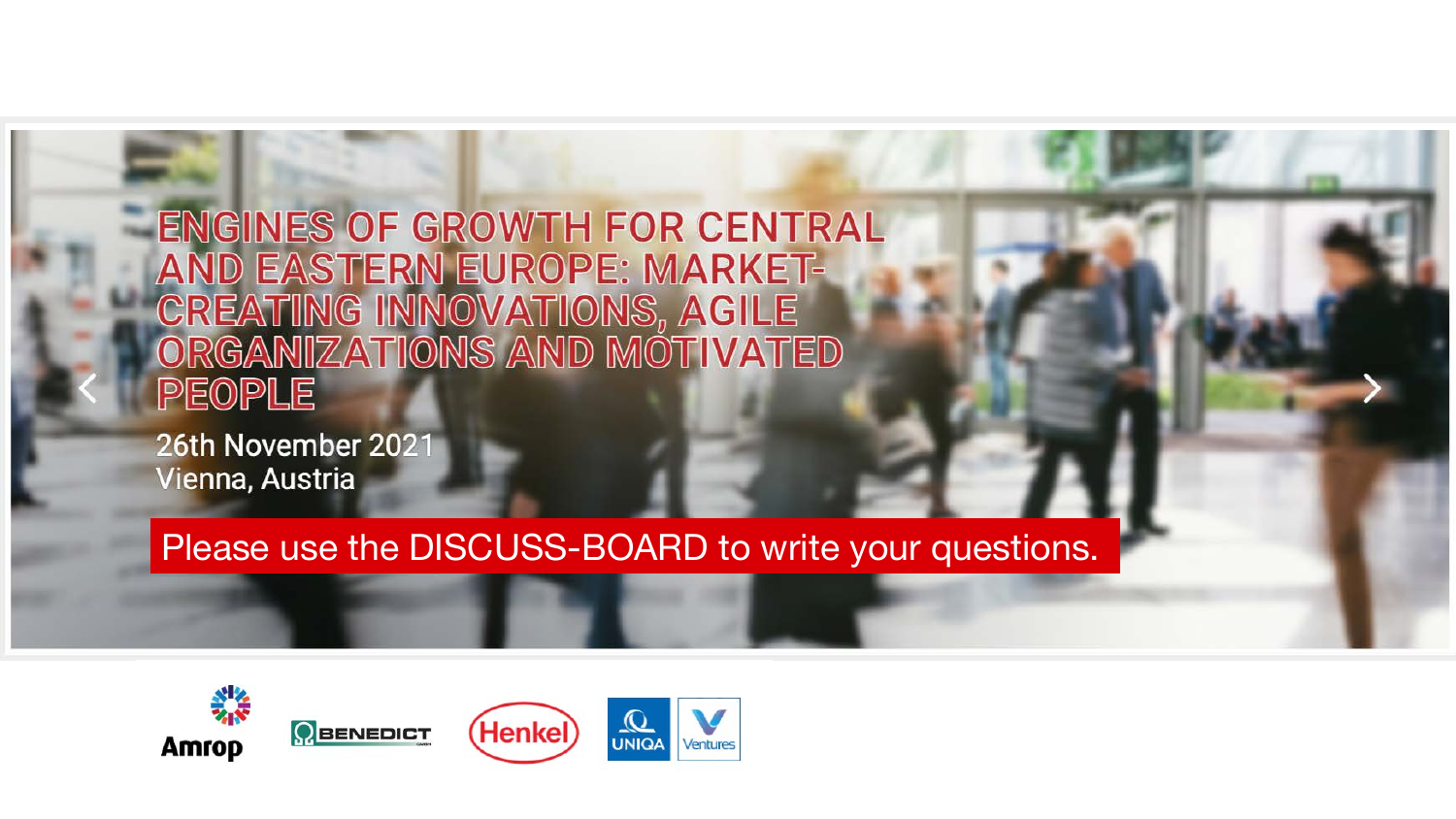# ENGINES OF GROWTH FOR CENTRAL AND EASTERN EUROPE: MARKET-CREATING INNOVATIONS, AGILE ORGANIZATIONS AND MOTIVATED PEOPLE

26th November 2021
Vienna, Austria

Please use the DISCUSS-BOARD to write your questions.

Amrop · BENEDICT · Henkel · UNIQA · Ventures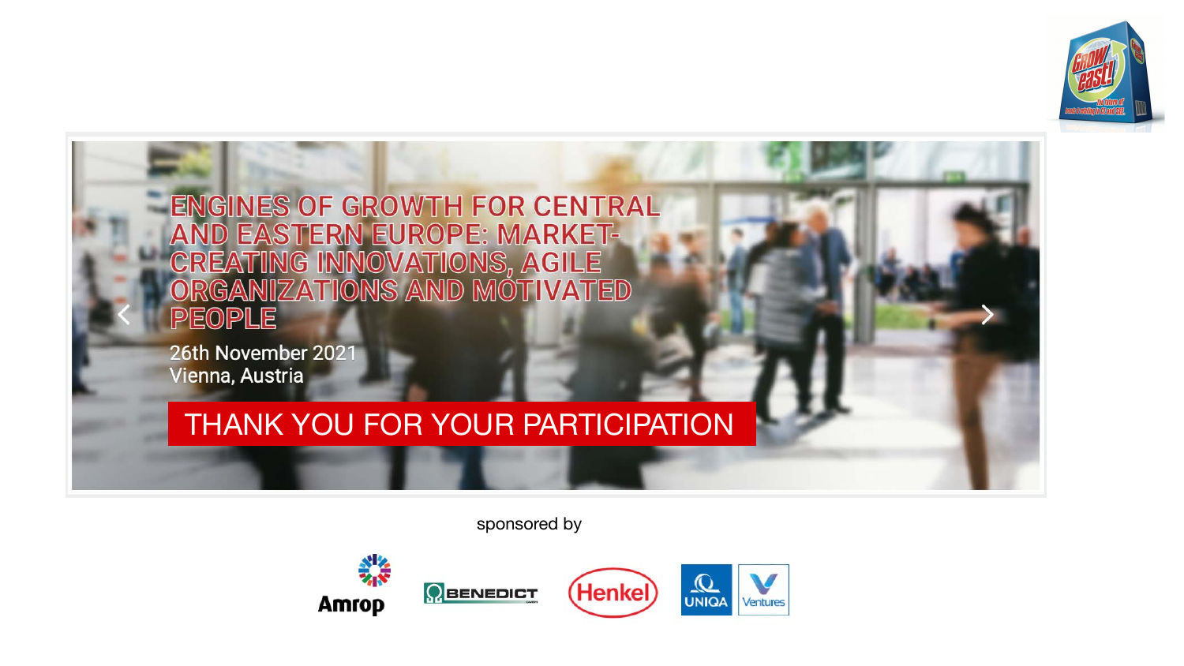# ENGINES OF GROWTH FOR CENTRAL AND EASTERN EUROPE: MARKET-CREATING INNOVATIONS, AGILE ORGANIZATIONS AND MOTIVATED PEOPLE

26th November 2021
Vienna, Austria

THANK YOU FOR YOUR PARTICIPATION

sponsored by

Amrop BENEDICT Henkel UNIQA Ventures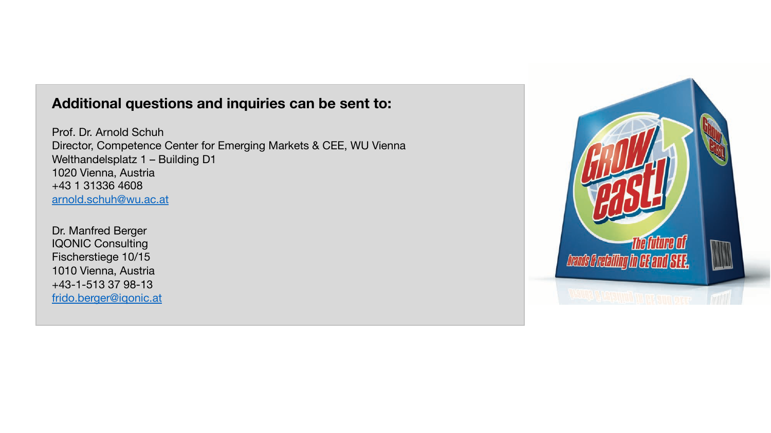**Additional questions and inquiries can be sent to:**

Prof. Dr. Arnold Schuh
Director, Competence Center for Emerging Markets & CEE, WU Vienna
Welthandelsplatz 1 – Building D1
1020 Vienna, Austria
+43 1 31336 4608
arnold.schuh@wu.ac.at

Dr. Manfred Berger
IQONIC Consulting
Fischerstiege 10/15
1010 Vienna, Austria
+43-1-513 37 98-13
frido.berger@iqonic.at